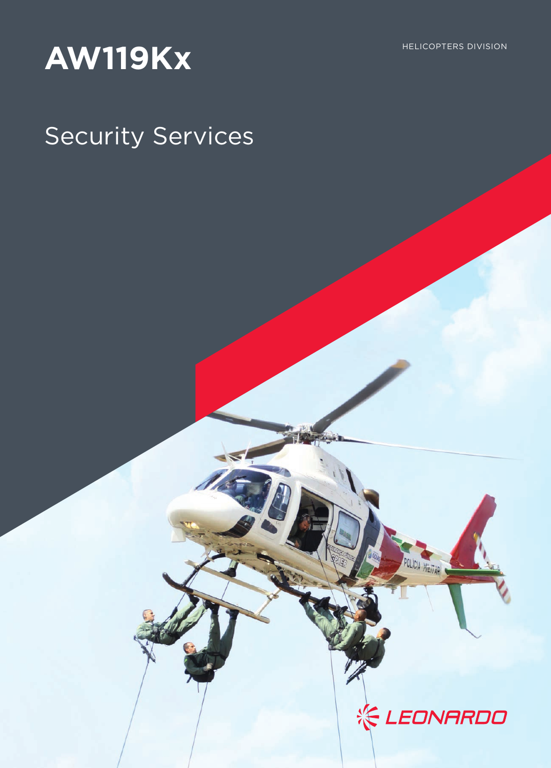# AW119Kx

HELICOPTERS DIVISION

## Security Services

LEONARDO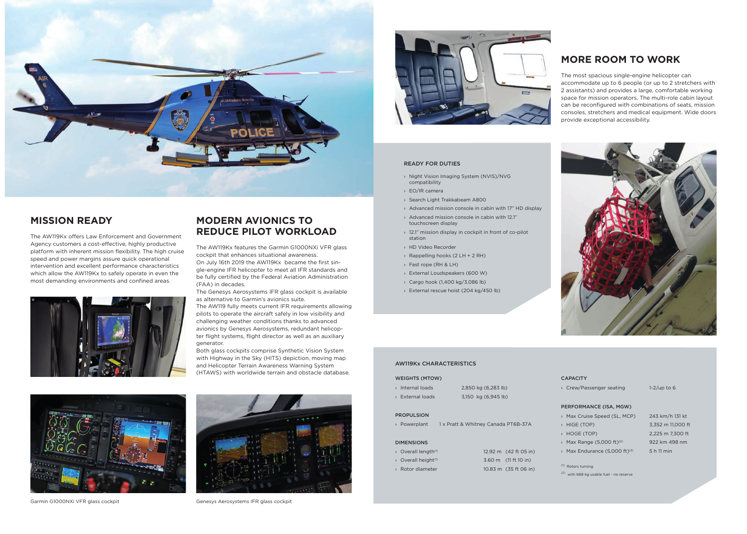## MISSION READY

The AW119Kx offers Law Enforcement and Government Agency customers a cost-effective, highly productive platform with inherent mission flexibility. The high cruise speed and power margins assure quick operational intervention and excellent performance characteristics which allow the AW119Kx to safely operate in even the most demanding environments and confined areas.

## MODERN AVIONICS TO REDUCE PILOT WORKLOAD

The AW119Kx features the Garmin G1000NXi VFR glass cockpit that enhances situational awareness.
On July 16th 2019 the AW119Kx became the first single-engine IFR helicopter to meet all IFR standards and be fully certified by the Federal Aviation Administration (FAA) in decades.
The Genesys Aerosystems IFR glass cockpit is available as alternative to Garmin's avionics suite.
The AW119 fully meets current IFR requirements allowing pilots to operate the aircraft safely in low visibility and challenging weather conditions thanks to advanced avionics by Genesys Aerosystems, redundant helicopter flight systems, flight director as well as an auxiliary generator.
Both glass cockpits comprise Synthetic Vision System with Highway in the Sky (HITS) depiction, moving map and Helicopter Terrain Awareness Warning System (HTAWS) with worldwide terrain and obstacle database.

Garmin G1000NXi VFR glass cockpit

Genesys Aerosystems IFR glass cockpit

## MORE ROOM TO WORK

The most spacious single-engine helicopter can accommodate up to 6 people (or up to 2 stretchers with 2 assistants) and provides a large, comfortable working space for mission operators. The multi-role cabin layout can be reconfigured with combinations of seats, mission consoles, stretchers and medical equipment. Wide doors provide exceptional accessibility.

### READY FOR DUTIES

- Night Vision Imaging System (NVIS)/NVG compatibility
- EO/IR camera
- Search Light Trakkabeam A800
- Advanced mission console in cabin with 17" HD display
- Advanced mission console in cabin with 12.1" touchscreen display
- 12.1" mission display in cockpit in front of co-pilot station
- HD Video Recorder
- Rappelling hooks (2 LH + 2 RH)
- Fast rope (RH & LH)
- External Loudspeakers (600 W)
- Cargo hook (1,400 kg/3,086 lb)
- External rescue hoist (204 kg/450 lb)

### AW119Kx CHARACTERISTICS

**WEIGHTS (MTOW)**

| | |
|---|---|
| Internal loads | 2,850 kg (6,283 lb) |
| External loads | 3,150 kg (6,945 lb) |

**PROPULSION**

| | |
|---|---|
| Powerplant | 1 x Pratt & Whitney Canada PT6B-37A |

**DIMENSIONS**

| | |
|---|---|
| Overall length[1] | 12.92 m (42 ft 05 in) |
| Overall height[1] | 3.60 m (11 ft 10 in) |
| Rotor diameter | 10.83 m (35 ft 06 in) |

**CAPACITY**

| | |
|---|---|
| Crew/Passenger seating | 1-2/up to 6 |

**PERFORMANCE (ISA, MGW)**

| | |
|---|---|
| Max Cruise Speed (SL, MCP) | 243 km/h 131 kt |
| HIGE (TOP) | 3,352 m 11,000 ft |
| HOGE (TOP) | 2,225 m 7,300 ft |
| Max Range (5,000 ft)[2] | 922 km 498 nm |
| Max Endurance (5,000 ft)[2] | 5 h 11 min |

[1] Rotors turning
[2] with 668 kg usable fuel - no reserve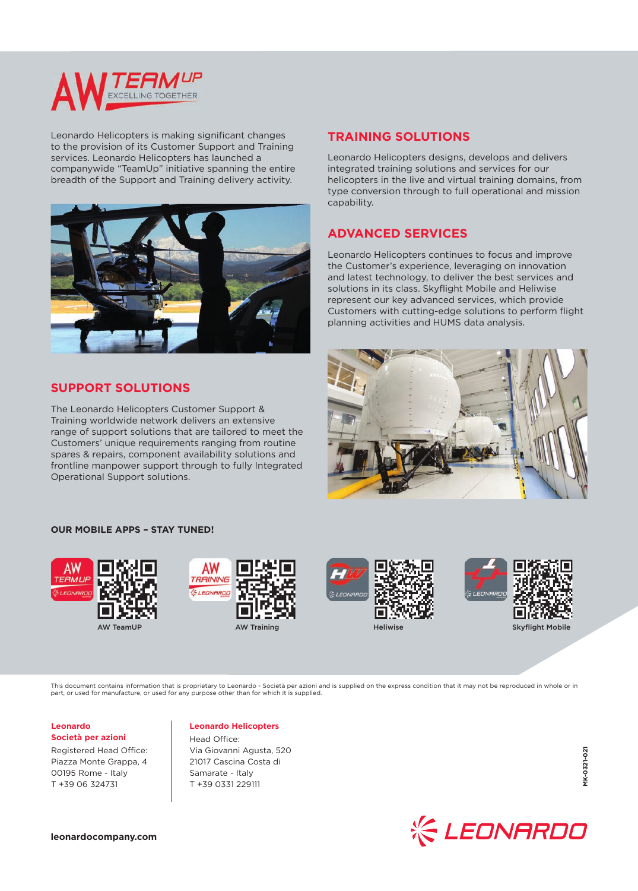AW TEAMUP EXCELLING TOGETHER

Leonardo Helicopters is making significant changes to the provision of its Customer Support and Training services. Leonardo Helicopters has launched a companywide “TeamUp” initiative spanning the entire breadth of the Support and Training delivery activity.

## SUPPORT SOLUTIONS

The Leonardo Helicopters Customer Support & Training worldwide network delivers an extensive range of support solutions that are tailored to meet the Customers’ unique requirements ranging from routine spares & repairs, component availability solutions and frontline manpower support through to fully Integrated Operational Support solutions.

## TRAINING SOLUTIONS

Leonardo Helicopters designs, develops and delivers integrated training solutions and services for our helicopters in the live and virtual training domains, from type conversion through to full operational and mission capability.

## ADVANCED SERVICES

Leonardo Helicopters continues to focus and improve the Customer’s experience, leveraging on innovation and latest technology, to deliver the best services and solutions in its class. Skyflight Mobile and Heliwise represent our key advanced services, which provide Customers with cutting-edge solutions to perform flight planning activities and HUMS data analysis.

### OUR MOBILE APPS – STAY TUNED!

AW TeamUP

AW Training

Heliwise

Skyflight Mobile

This document contains information that is proprietary to Leonardo - Società per azioni and is supplied on the express condition that it may not be reproduced in whole or in part, or used for manufacture, or used for any purpose other than for which it is supplied.

**Leonardo**
**Società per azioni**
Registered Head Office:
Piazza Monte Grappa, 4
00195 Rome - Italy
T +39 06 324731

**Leonardo Helicopters**
Head Office:
Via Giovanni Agusta, 520
21017 Cascina Costa di
Samarate - Italy
T +39 0331 229111

MK-0321-021

**leonardocompany.com**

LEONARDO